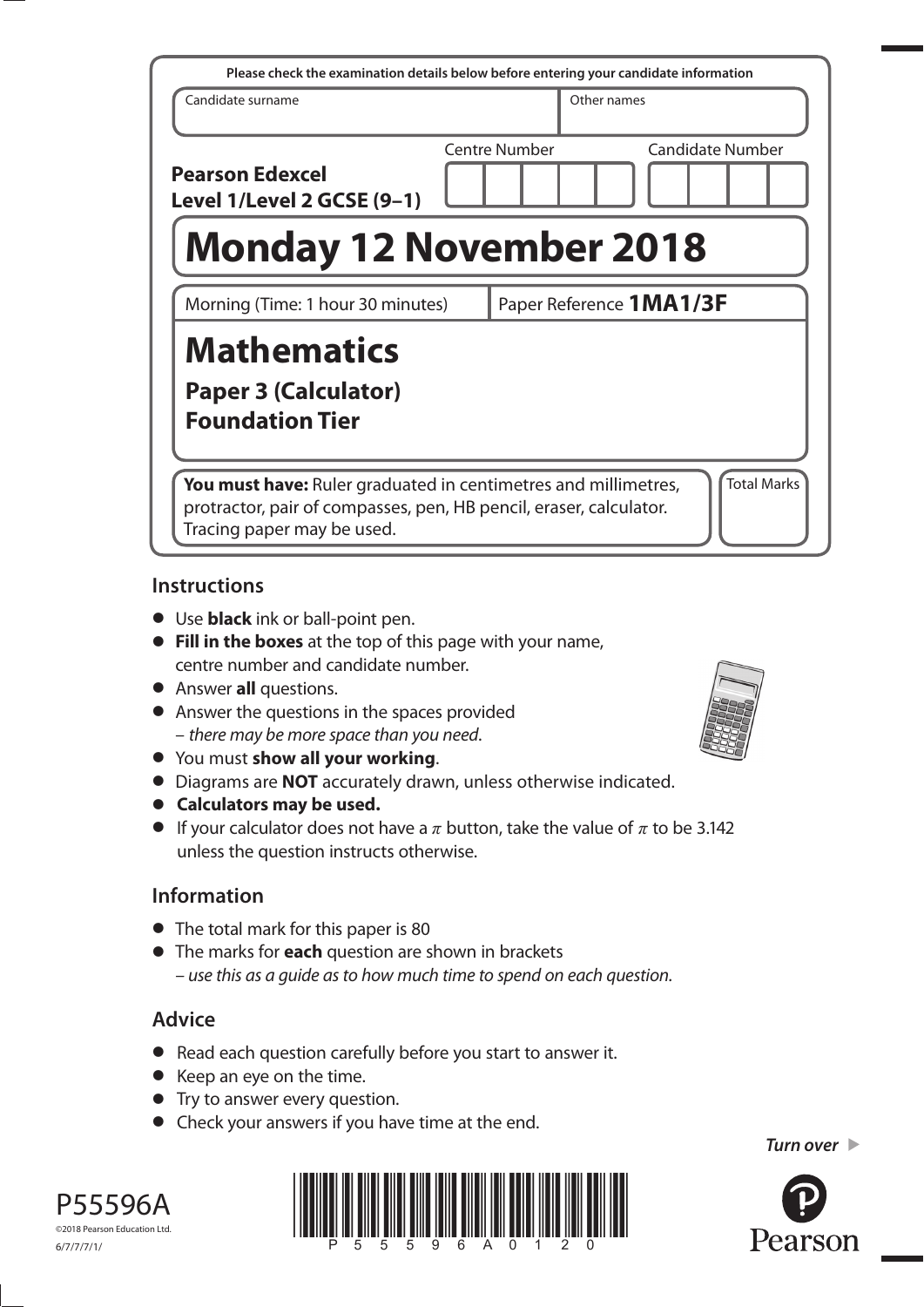Please check the examination details below before entering your candidate information

| Candidate surname | Other names |
|---|---|
| | |

**Pearson Edexcel Level 1/Level 2 GCSE (9–1)**

Centre Number | Candidate Number

# Monday 12 November 2018

Morning (Time: 1 hour 30 minutes) | Paper Reference **1MA1/3F**

# Mathematics

## Paper 3 (Calculator)
## Foundation Tier

**You must have:** Ruler graduated in centimetres and millimetres, protractor, pair of compasses, pen, HB pencil, eraser, calculator. Tracing paper may be used.

Total Marks

## Instructions

- Use **black** ink or ball-point pen.
- **Fill in the boxes** at the top of this page with your name, centre number and candidate number.
- Answer **all** questions.
- Answer the questions in the spaces provided – *there may be more space than you need*.
- You must **show all your working**.
- Diagrams are **NOT** accurately drawn, unless otherwise indicated.
- **Calculators may be used.**
- If your calculator does not have a $\pi$ button, take the value of $\pi$ to be 3.142 unless the question instructs otherwise.

## Information

- The total mark for this paper is 80
- The marks for **each** question are shown in brackets – *use this as a guide as to how much time to spend on each question.*

## Advice

- Read each question carefully before you start to answer it.
- Keep an eye on the time.
- Try to answer every question.
- Check your answers if you have time at the end.

*Turn over*

P55596A

©2018 Pearson Education Ltd.

6/7/7/7/1/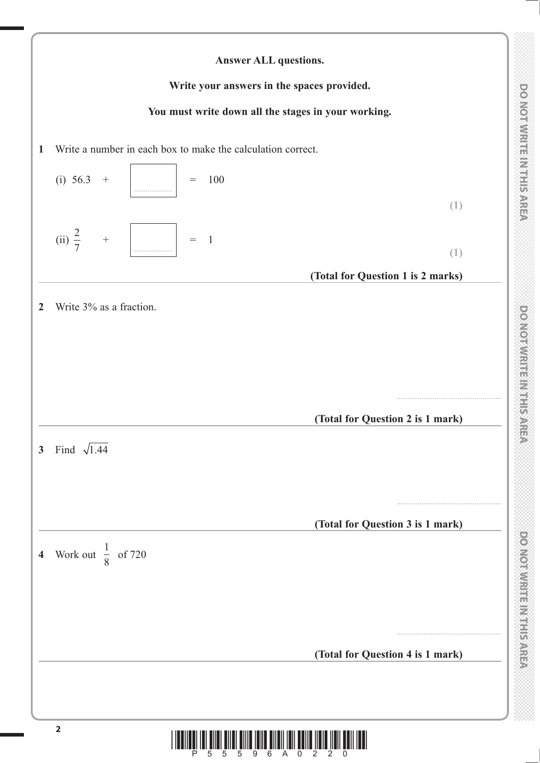**Answer ALL questions.**

**Write your answers in the spaces provided.**

**You must write down all the stages in your working.**

**1** Write a number in each box to make the calculation correct.

(i) $56.3 \quad + \quad \boxed{\phantom{000}} \quad = \quad 100$

**(1)**

(ii) $\frac{2}{7} \quad + \quad \boxed{\phantom{000}} \quad = \quad 1$

**(1)**

**(Total for Question 1 is 2 marks)**

---

**2** Write 3% as a fraction.

.......................................................

**(Total for Question 2 is 1 mark)**

---

**3** Find $\sqrt{1.44}$

.......................................................

**(Total for Question 3 is 1 mark)**

---

**4** Work out $\frac{1}{8}$ of 720

.......................................................

**(Total for Question 4 is 1 mark)**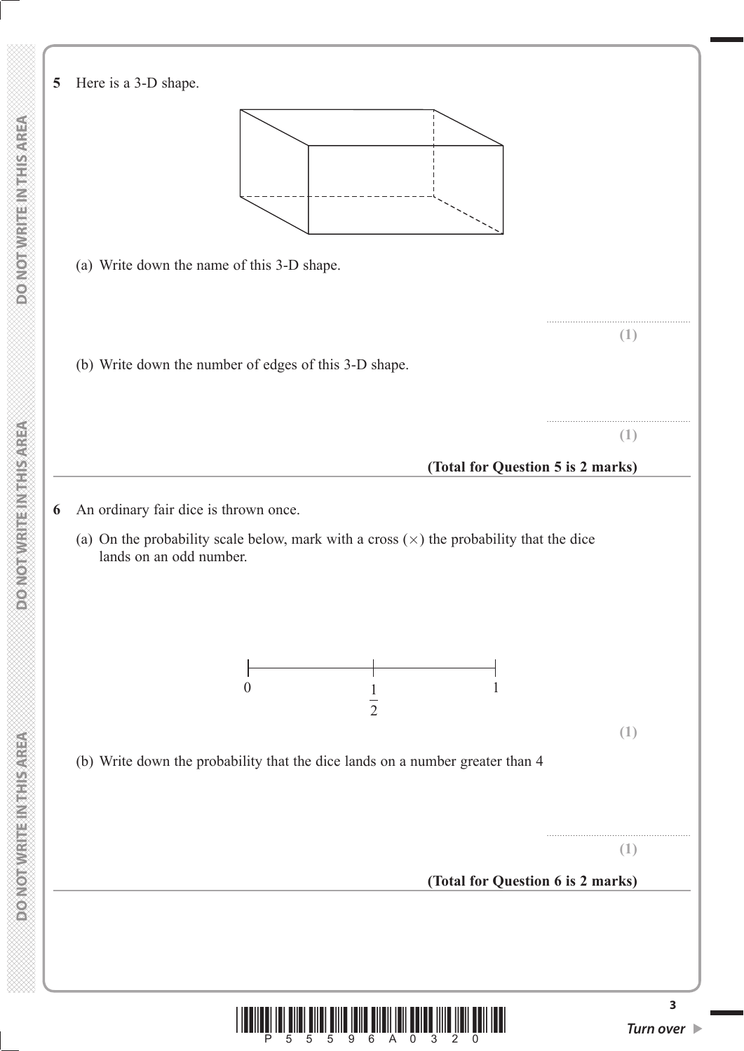**5** Here is a 3-D shape.

(a) Write down the name of this 3-D shape.

..........................................................
**(1)**

(b) Write down the number of edges of this 3-D shape.

..........................................................
**(1)**

**(Total for Question 5 is 2 marks)**

---

**6** An ordinary fair dice is thrown once.

(a) On the probability scale below, mark with a cross (×) the probability that the dice lands on an odd number.

0 $\frac{1}{2}$ 1

**(1)**

(b) Write down the probability that the dice lands on a number greater than 4

..........................................................
**(1)**

**(Total for Question 6 is 2 marks)**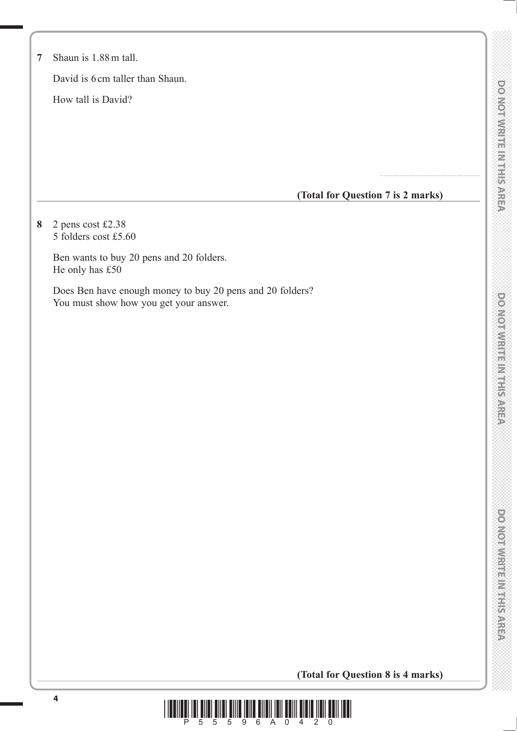**7** Shaun is 1.88 m tall.

David is 6 cm taller than Shaun.

How tall is David?

..........................................................

**(Total for Question 7 is 2 marks)**

---

**8** 2 pens cost £2.38
5 folders cost £5.60

Ben wants to buy 20 pens and 20 folders.
He only has £50

Does Ben have enough money to buy 20 pens and 20 folders?
You must show how you get your answer.

**(Total for Question 8 is 4 marks)**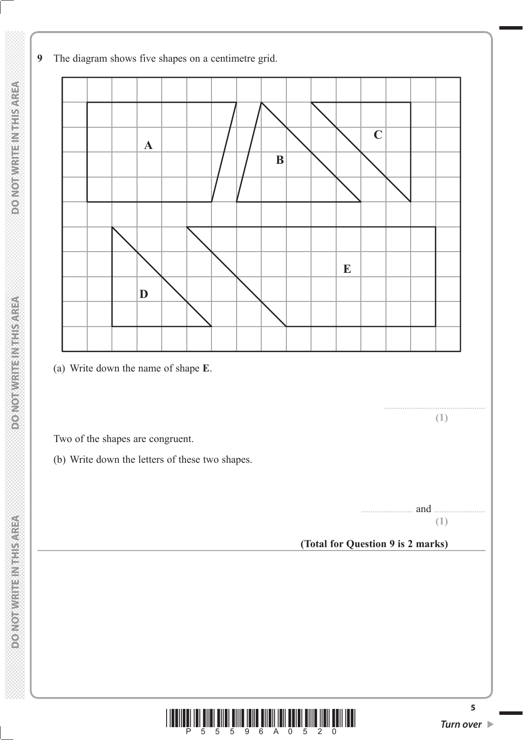**9** The diagram shows five shapes on a centimetre grid.

(a) Write down the name of shape **E**.

..........................................................
**(1)**

Two of the shapes are congruent.

(b) Write down the letters of these two shapes.

.............................. and ..............................
**(1)**

**(Total for Question 9 is 2 marks)**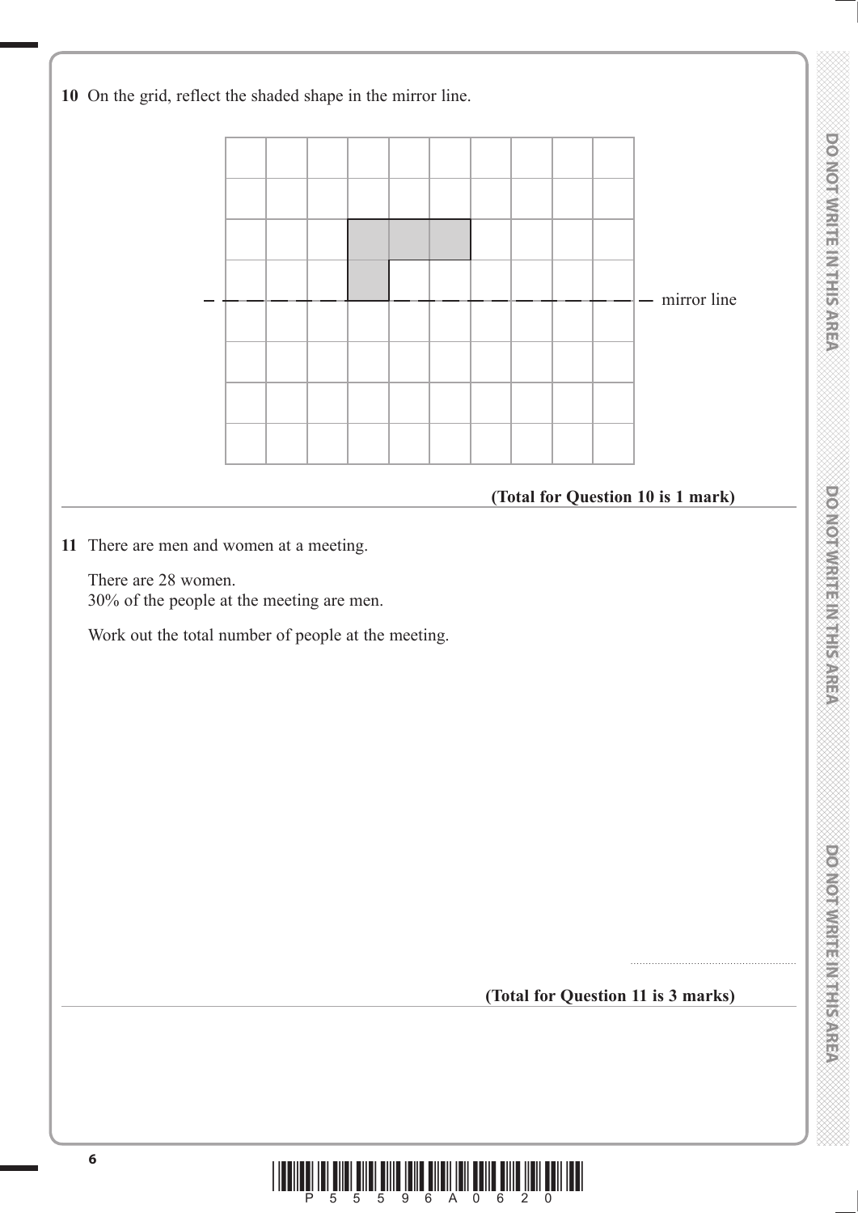**10** On the grid, reflect the shaded shape in the mirror line.

mirror line

**(Total for Question 10 is 1 mark)**

---

**11** There are men and women at a meeting.

There are 28 women.
30% of the people at the meeting are men.

Work out the total number of people at the meeting.

.......................................................

**(Total for Question 11 is 3 marks)**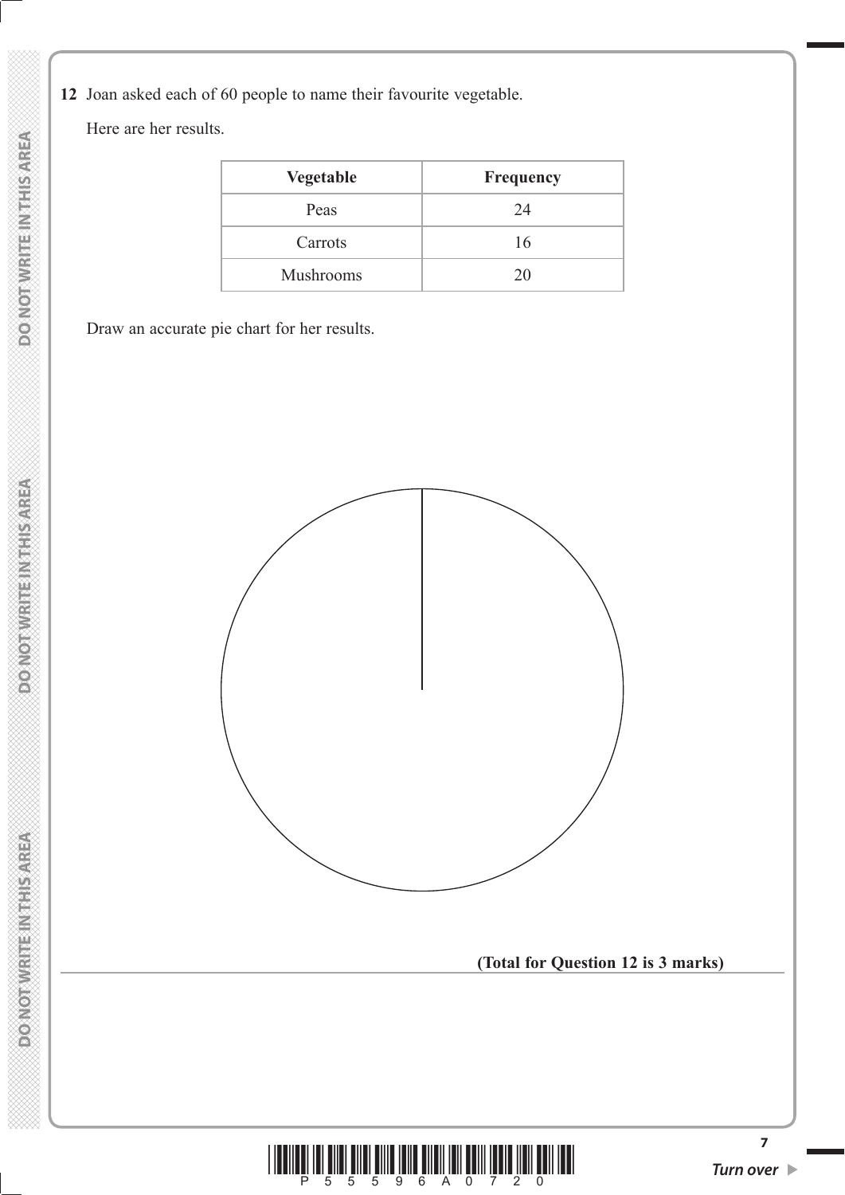**12** Joan asked each of 60 people to name their favourite vegetable.

Here are her results.

| **Vegetable** | **Frequency** |
|---|---|
| Peas | 24 |
| Carrots | 16 |
| Mushrooms | 20 |

Draw an accurate pie chart for her results.

**(Total for Question 12 is 3 marks)**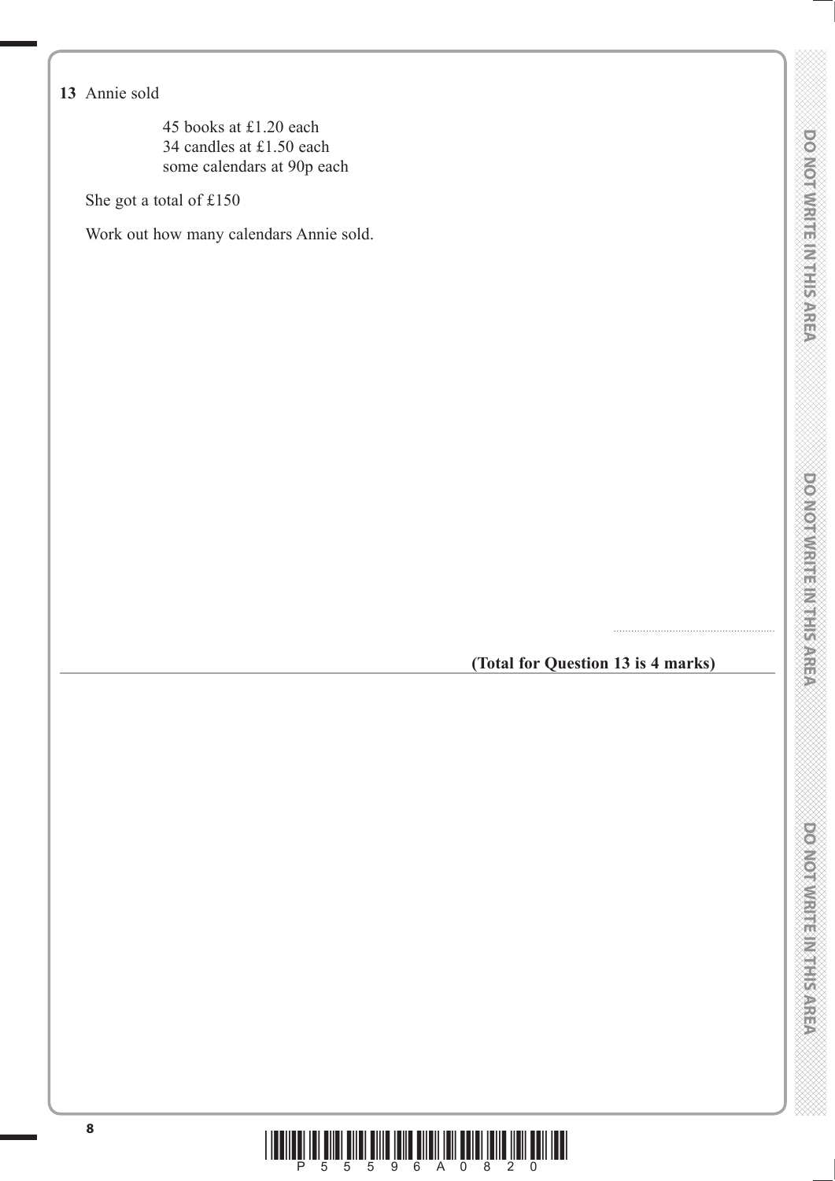**13** Annie sold

45 books at £1.20 each
34 candles at £1.50 each
some calendars at 90p each

She got a total of £150

Work out how many calendars Annie sold.

.......................................................

**(Total for Question 13 is 4 marks)**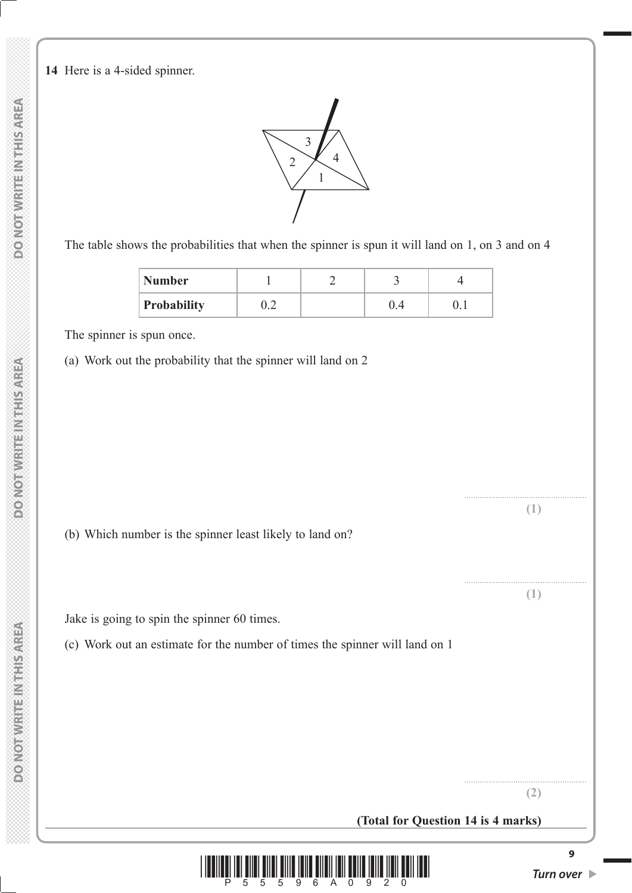**14** Here is a 4-sided spinner.

The table shows the probabilities that when the spinner is spun it will land on 1, on 3 and on 4

| Number | 1 | 2 | 3 | 4 |
|---|---|---|---|---|
| Probability | 0.2 | | 0.4 | 0.1 |

The spinner is spun once.

(a) Work out the probability that the spinner will land on 2

.......................................................
**(1)**

(b) Which number is the spinner least likely to land on?

.......................................................
**(1)**

Jake is going to spin the spinner 60 times.

(c) Work out an estimate for the number of times the spinner will land on 1

.......................................................
**(2)**

**(Total for Question 14 is 4 marks)**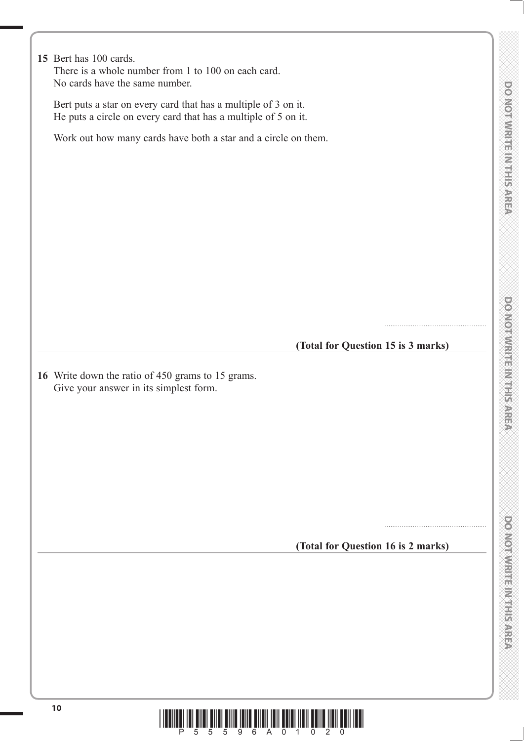**15** Bert has 100 cards.
There is a whole number from 1 to 100 on each card.
No cards have the same number.

Bert puts a star on every card that has a multiple of 3 on it.
He puts a circle on every card that has a multiple of 5 on it.

Work out how many cards have both a star and a circle on them.

.......................................................

**(Total for Question 15 is 3 marks)**

---

**16** Write down the ratio of 450 grams to 15 grams.
Give your answer in its simplest form.

.......................................................

**(Total for Question 16 is 2 marks)**

---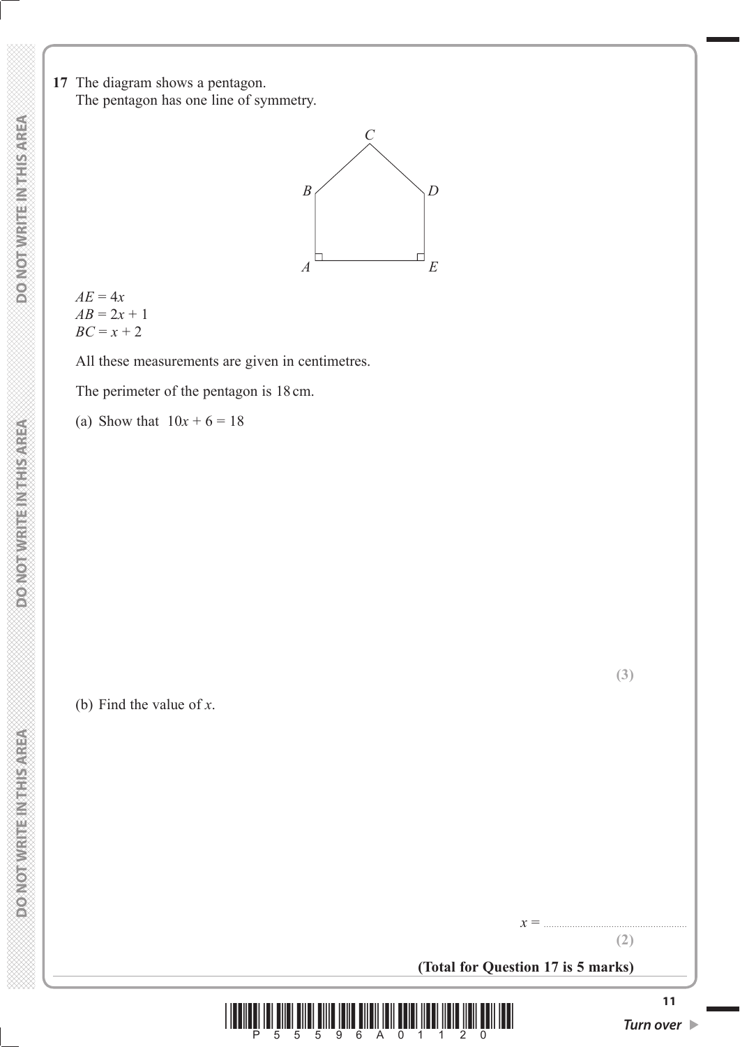**17** The diagram shows a pentagon.
The pentagon has one line of symmetry.

$AE = 4x$
$AB = 2x + 1$
$BC = x + 2$

All these measurements are given in centimetres.

The perimeter of the pentagon is 18 cm.

(a) Show that $10x + 6 = 18$

**(3)**

(b) Find the value of $x$.

$x =$ ..........................................

**(2)**

**(Total for Question 17 is 5 marks)**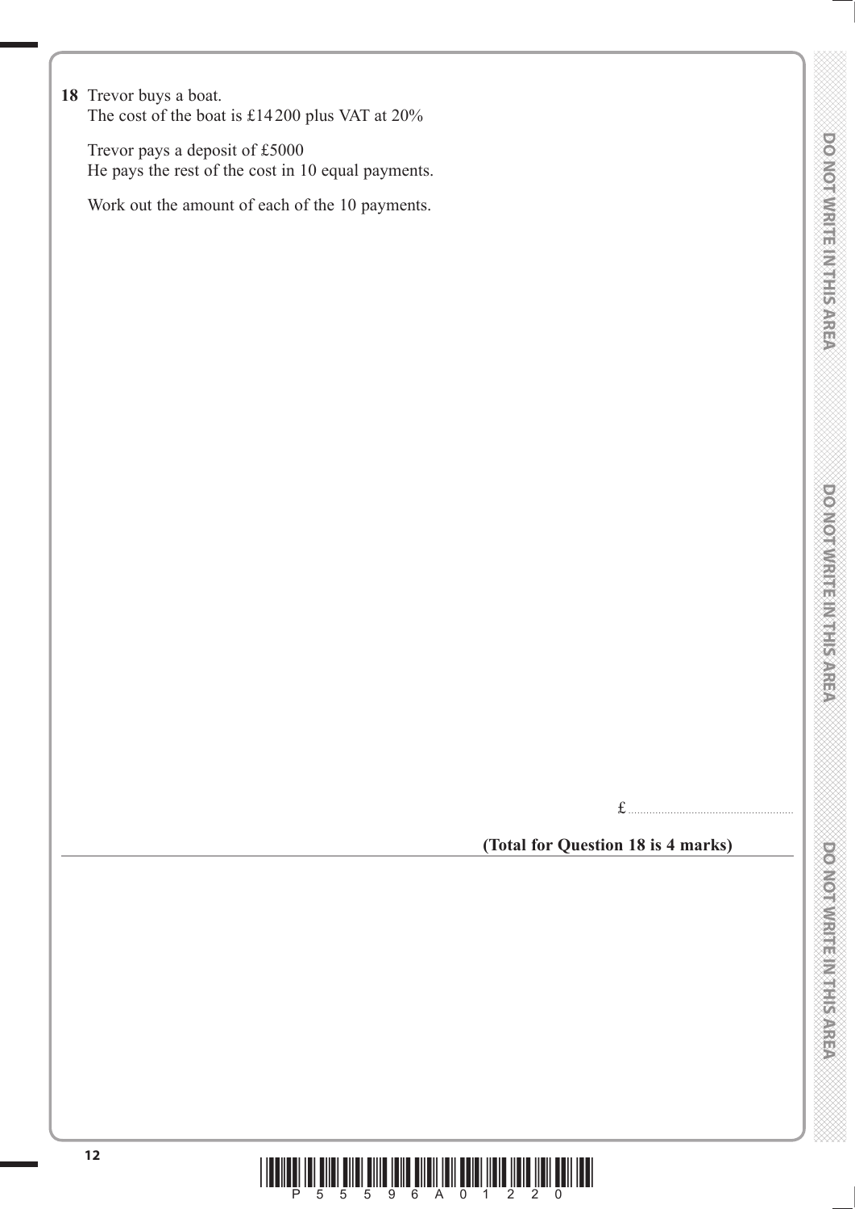**18** Trevor buys a boat.
The cost of the boat is £14 200 plus VAT at 20%

Trevor pays a deposit of £5000
He pays the rest of the cost in 10 equal payments.

Work out the amount of each of the 10 payments.

£ ..............................

**(Total for Question 18 is 4 marks)**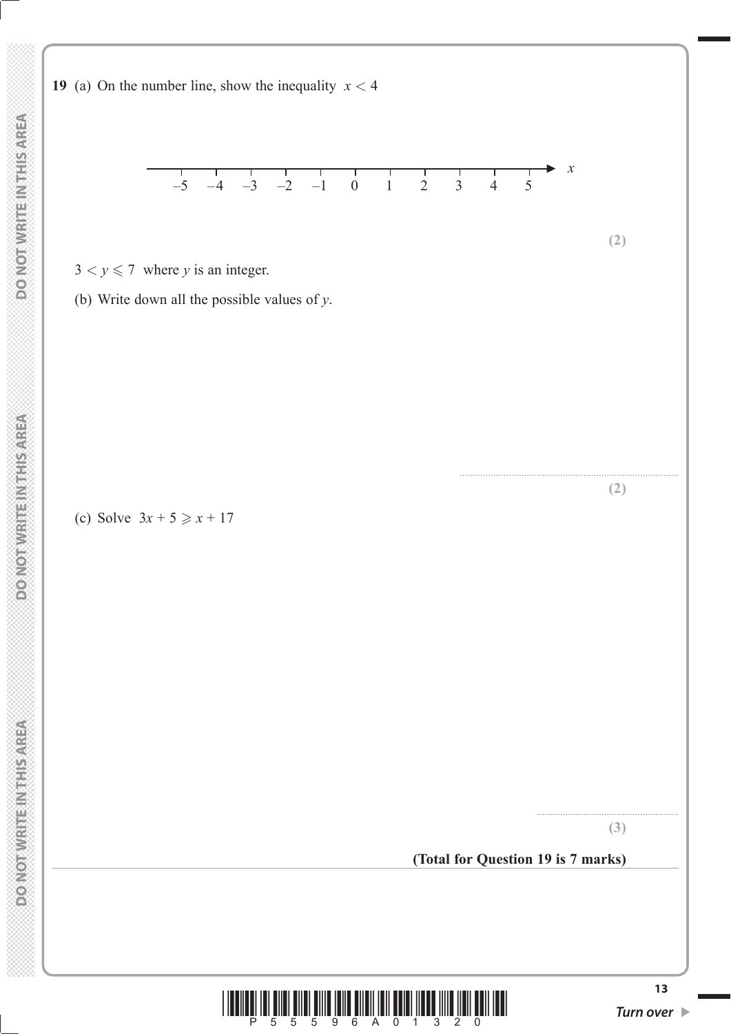**19** (a) On the number line, show the inequality $x < 4$

$-5 \quad -4 \quad -3 \quad -2 \quad -1 \quad 0 \quad 1 \quad 2 \quad 3 \quad 4 \quad 5 \quad x$

**(2)**

$3 < y \leqslant 7$ where $y$ is an integer.

(b) Write down all the possible values of $y$.

..........................................................................................

**(2)**

(c) Solve $3x + 5 \geqslant x + 17$

.......................................................

**(3)**

**(Total for Question 19 is 7 marks)**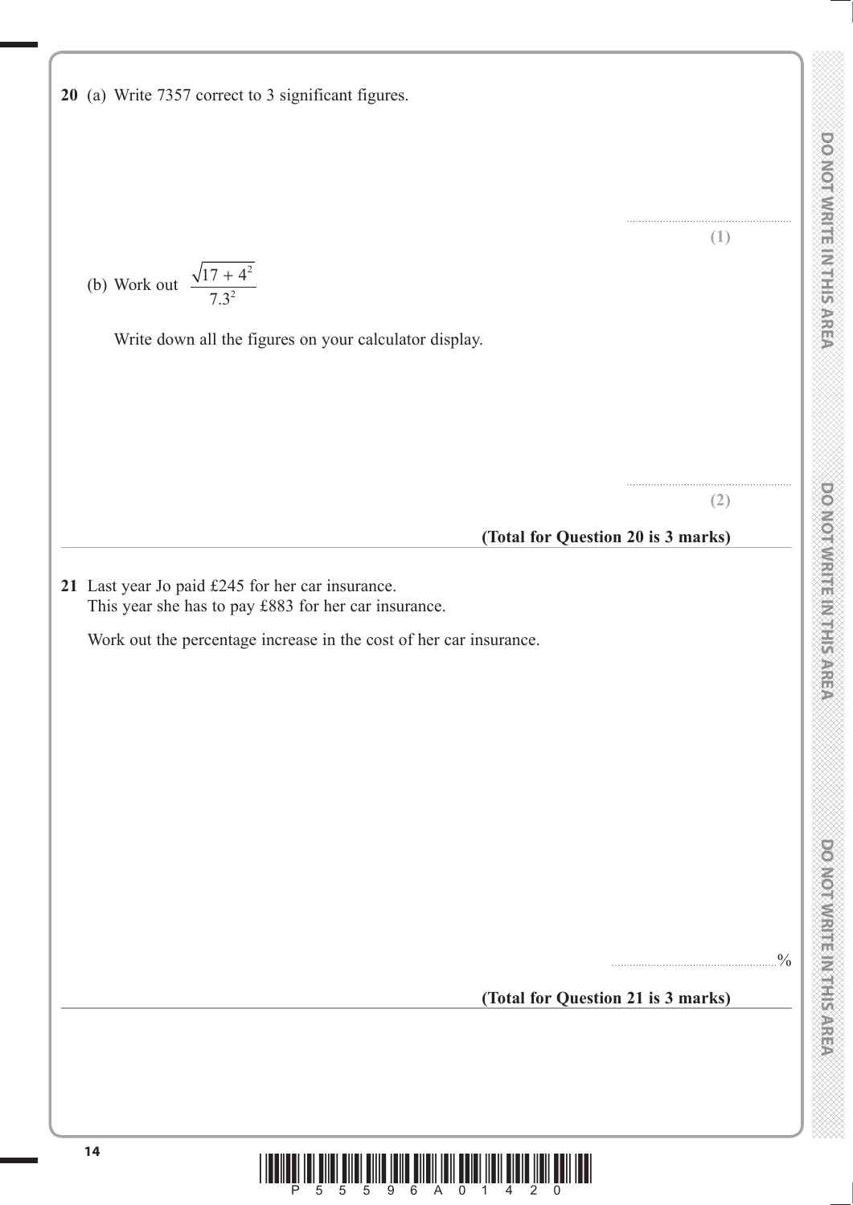**20** (a) Write 7357 correct to 3 significant figures.

.......................................................

**(1)**

(b) Work out $\dfrac{\sqrt{17 + 4^2}}{7.3^2}$

Write down all the figures on your calculator display.

.......................................................

**(2)**

**(Total for Question 20 is 3 marks)**

---

**21** Last year Jo paid £245 for her car insurance.
This year she has to pay £883 for her car insurance.

Work out the percentage increase in the cost of her car insurance.

.......................................................%

**(Total for Question 21 is 3 marks)**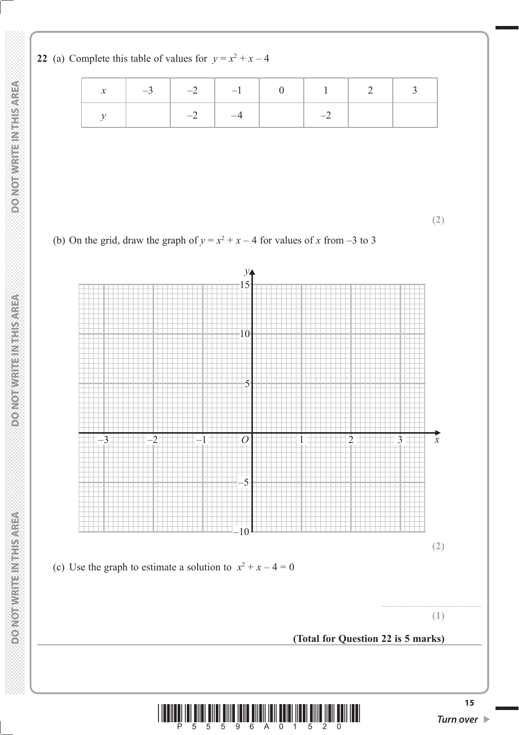**22** (a) Complete this table of values for $y = x^2 + x - 4$

| $x$ | –3 | –2 | –1 | 0 | 1 | 2 | 3 |
|---|---|---|---|---|---|---|---|
| $y$ | | –2 | –4 | | –2 | | |

**(2)**

(b) On the grid, draw the graph of $y = x^2 + x - 4$ for values of $x$ from –3 to 3

**(2)**

(c) Use the graph to estimate a solution to $x^2 + x - 4 = 0$

.......................................................

**(1)**

**(Total for Question 22 is 5 marks)**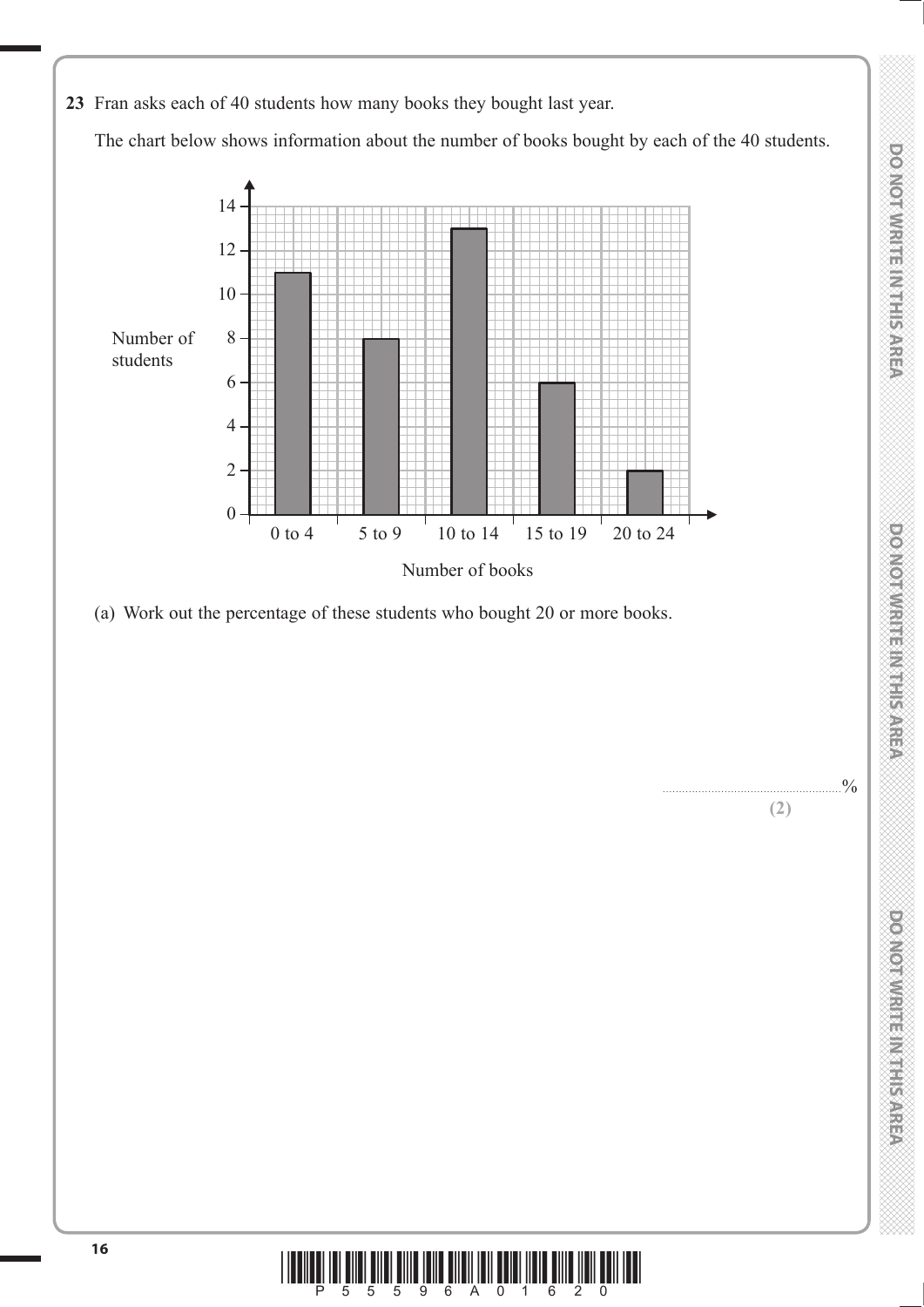**23** Fran asks each of 40 students how many books they bought last year.

The chart below shows information about the number of books bought by each of the 40 students.

| Number of books | Number of students |
|---|---|
| 0 to 4 | 11 |
| 5 to 9 | 8 |
| 10 to 14 | 13 |
| 15 to 19 | 6 |
| 20 to 24 | 2 |

(a) Work out the percentage of these students who bought 20 or more books.

..........................................................%

**(2)**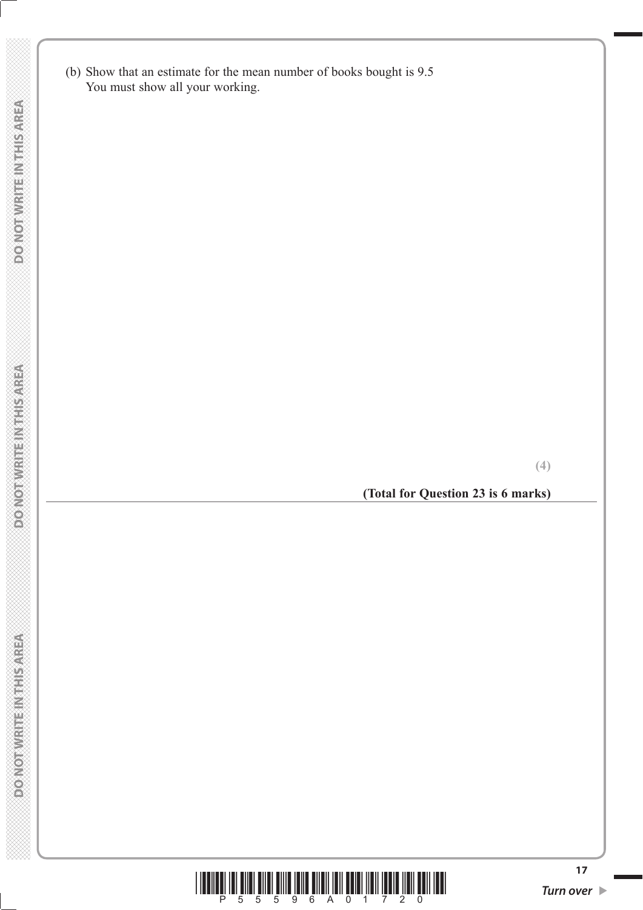(b) Show that an estimate for the mean number of books bought is 9.5
You must show all your working.

**(4)**

**(Total for Question 23 is 6 marks)**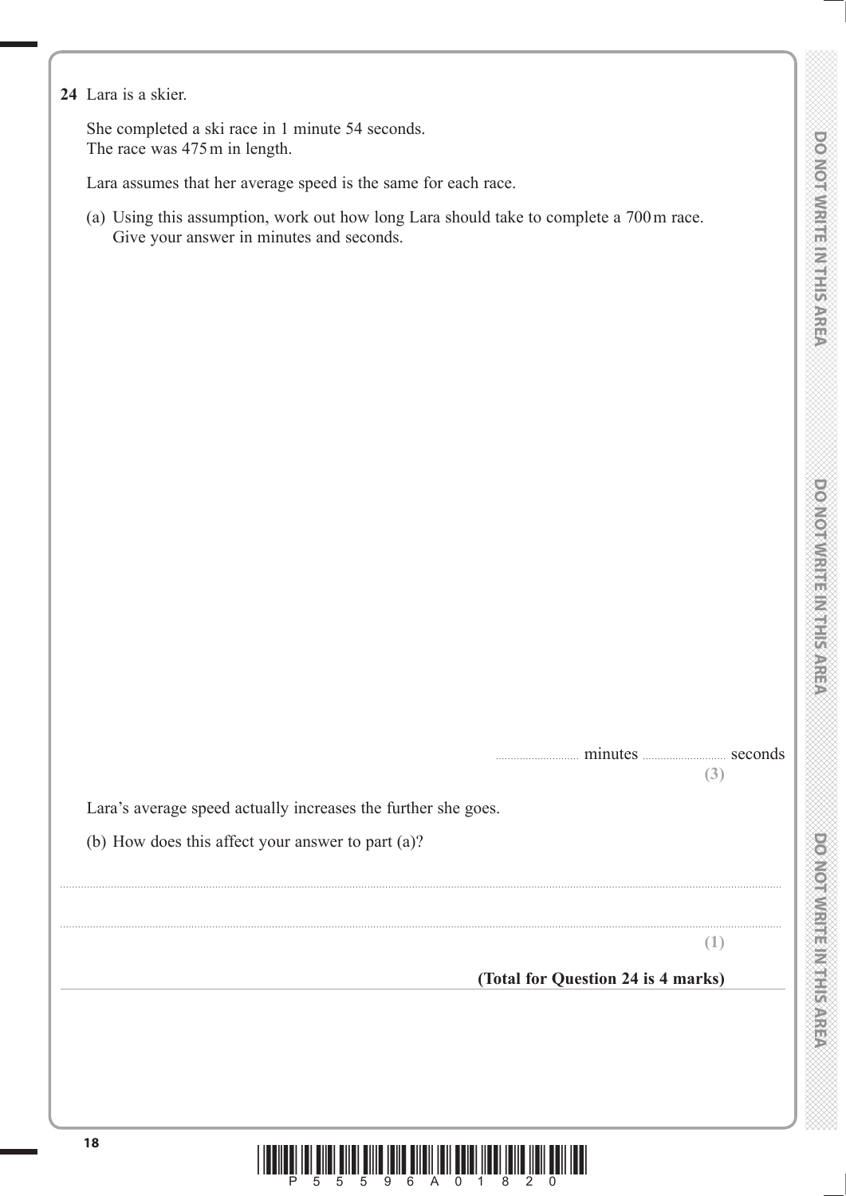**24** Lara is a skier.

She completed a ski race in 1 minute 54 seconds.
The race was 475 m in length.

Lara assumes that her average speed is the same for each race.

(a) Using this assumption, work out how long Lara should take to complete a 700 m race.
Give your answer in minutes and seconds.

.......................... minutes .......................... seconds

**(3)**

Lara's average speed actually increases the further she goes.

(b) How does this affect your answer to part (a)?

..............................................................................................................................................

..............................................................................................................................................

**(1)**

**(Total for Question 24 is 4 marks)**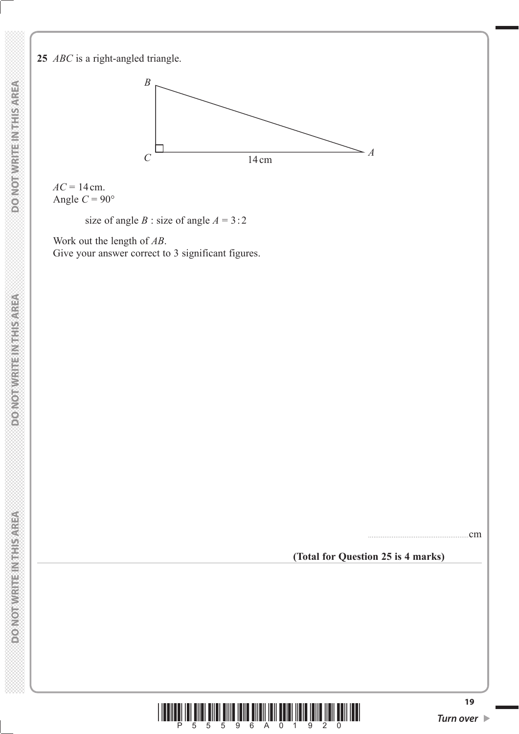**25** $ABC$ is a right-angled triangle.

$AC = 14$ cm.
Angle $C = 90°$

size of angle $B$ : size of angle $A = 3 : 2$

Work out the length of $AB$.
Give your answer correct to 3 significant figures.

.......................................................cm

**(Total for Question 25 is 4 marks)**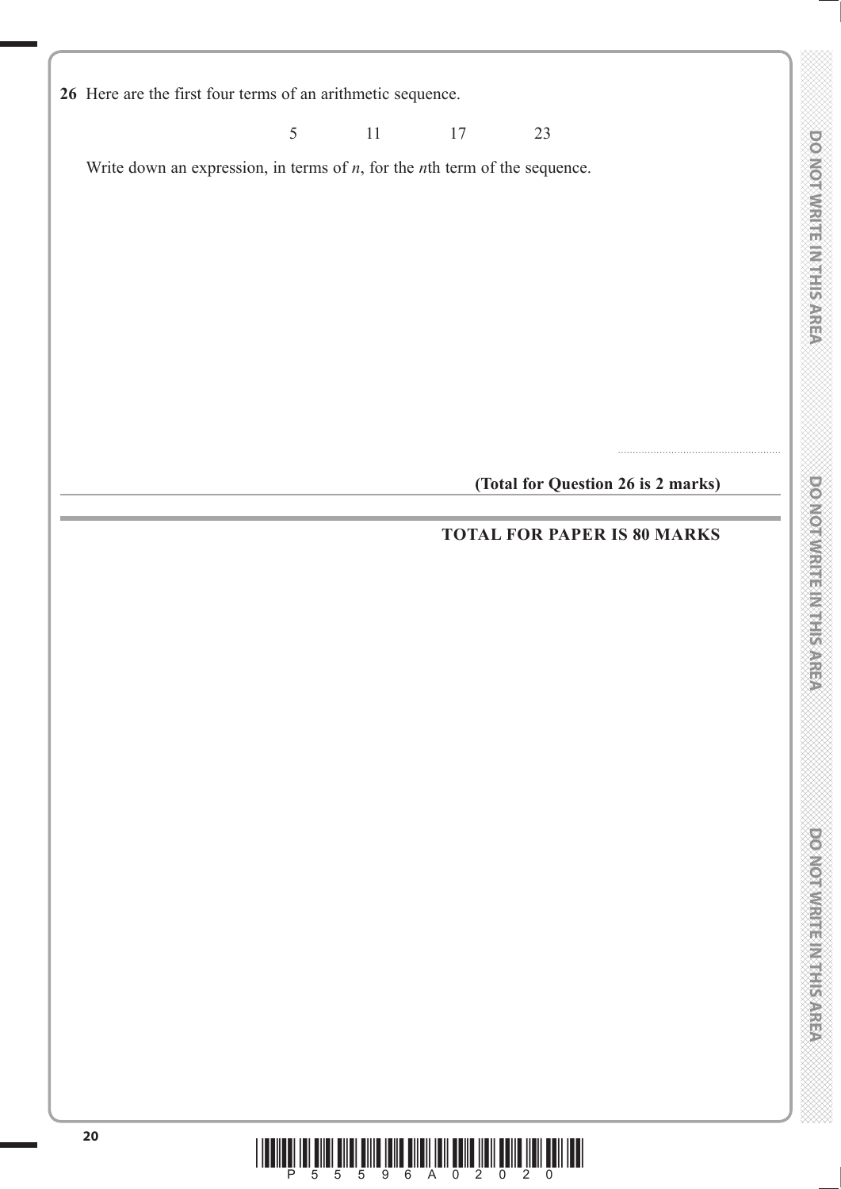**26** Here are the first four terms of an arithmetic sequence.

5 11 17 23

Write down an expression, in terms of $n$, for the $n$th term of the sequence.

........................................................

**(Total for Question 26 is 2 marks)**

**TOTAL FOR PAPER IS 80 MARKS**